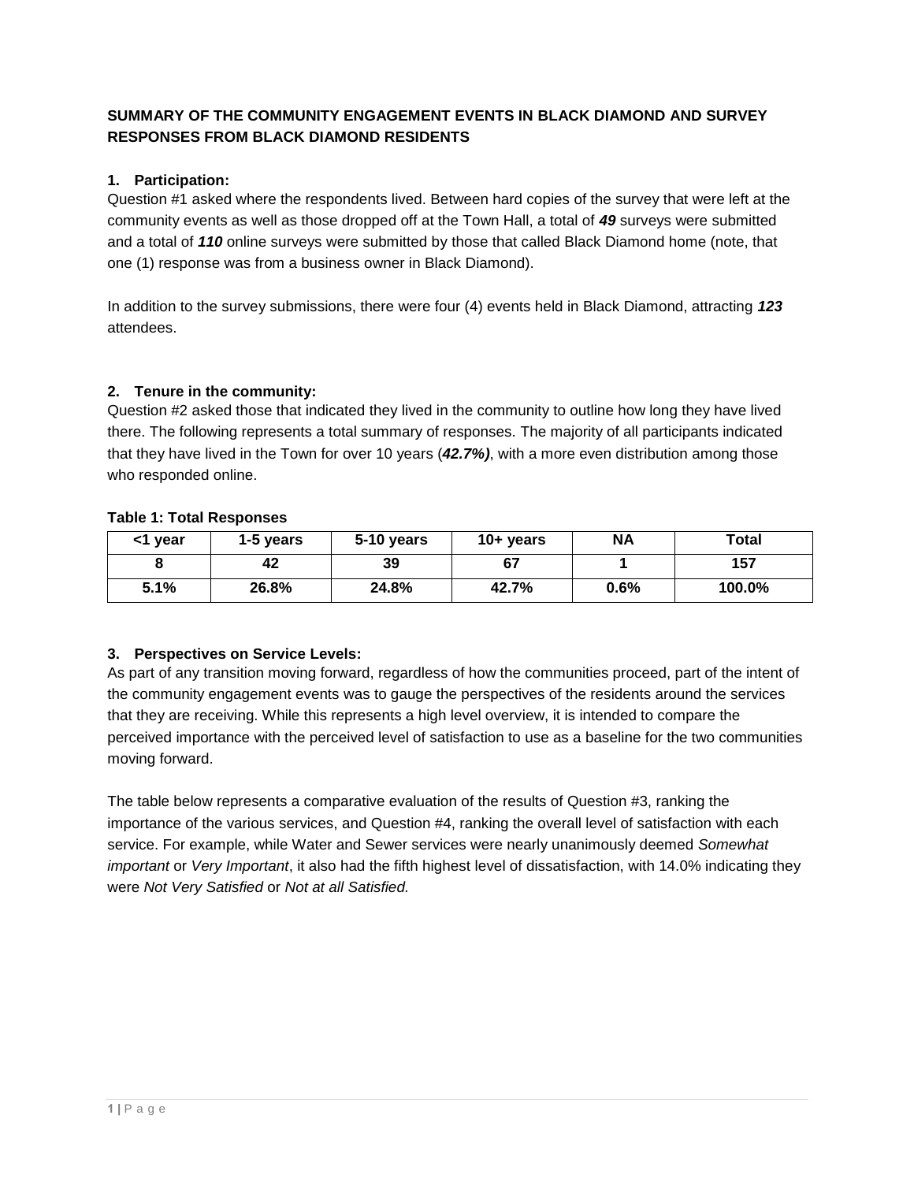**SUMMARY OF THE COMMUNITY ENGAGEMENT EVENTS IN BLACK DIAMOND AND SURVEY RESPONSES FROM BLACK DIAMOND RESIDENTS**

**1. Participation:**

Question #1 asked where the respondents lived. Between hard copies of the survey that were left at the community events as well as those dropped off at the Town Hall, a total of ***49*** surveys were submitted and a total of ***110*** online surveys were submitted by those that called Black Diamond home (note, that one (1) response was from a business owner in Black Diamond).

In addition to the survey submissions, there were four (4) events held in Black Diamond, attracting ***123*** attendees.

**2. Tenure in the community:**

Question #2 asked those that indicated they lived in the community to outline how long they have lived there. The following represents a total summary of responses. The majority of all participants indicated that they have lived in the Town for over 10 years (***42.7%)***, with a more even distribution among those who responded online.

**Table 1: Total Responses**

| <1 year | 1-5 years | 5-10 years | 10+ years | NA | Total |
|---|---|---|---|---|---|
| **8** | **42** | **39** | **67** | **1** | **157** |
| **5.1%** | **26.8%** | **24.8%** | **42.7%** | **0.6%** | **100.0%** |

**3. Perspectives on Service Levels:**

As part of any transition moving forward, regardless of how the communities proceed, part of the intent of the community engagement events was to gauge the perspectives of the residents around the services that they are receiving. While this represents a high level overview, it is intended to compare the perceived importance with the perceived level of satisfaction to use as a baseline for the two communities moving forward.

The table below represents a comparative evaluation of the results of Question #3, ranking the importance of the various services, and Question #4, ranking the overall level of satisfaction with each service. For example, while Water and Sewer services were nearly unanimously deemed *Somewhat important* or *Very Important*, it also had the fifth highest level of dissatisfaction, with 14.0% indicating they were *Not Very Satisfied* or *Not at all Satisfied.*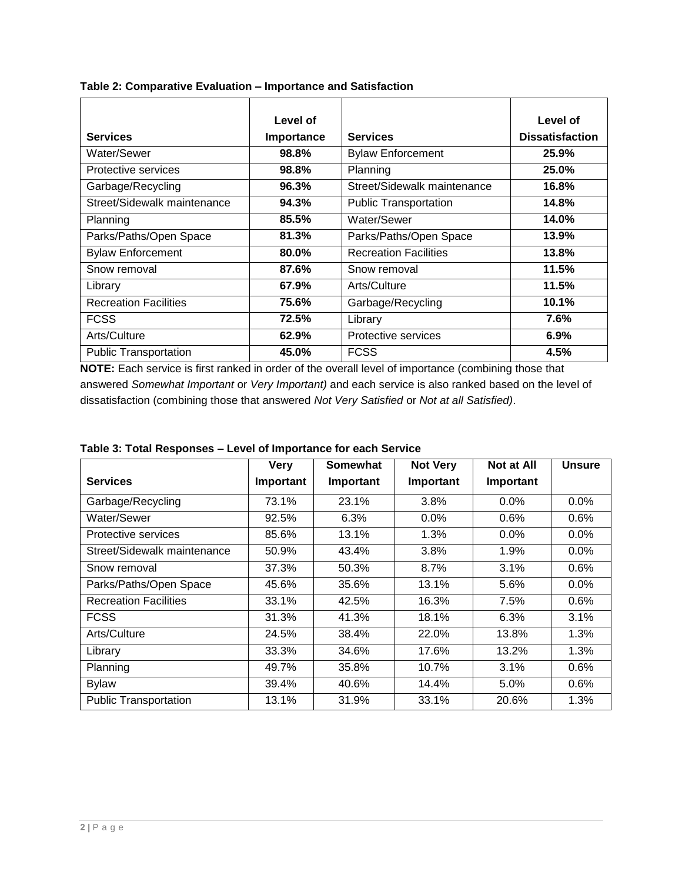**Table 2: Comparative Evaluation – Importance and Satisfaction**

| Services | Level of Importance | Services | Level of Dissatisfaction |
|---|---|---|---|
| Water/Sewer | **98.8%** | Bylaw Enforcement | **25.9%** |
| Protective services | **98.8%** | Planning | **25.0%** |
| Garbage/Recycling | **96.3%** | Street/Sidewalk maintenance | **16.8%** |
| Street/Sidewalk maintenance | **94.3%** | Public Transportation | **14.8%** |
| Planning | **85.5%** | Water/Sewer | **14.0%** |
| Parks/Paths/Open Space | **81.3%** | Parks/Paths/Open Space | **13.9%** |
| Bylaw Enforcement | **80.0%** | Recreation Facilities | **13.8%** |
| Snow removal | **87.6%** | Snow removal | **11.5%** |
| Library | **67.9%** | Arts/Culture | **11.5%** |
| Recreation Facilities | **75.6%** | Garbage/Recycling | **10.1%** |
| FCSS | **72.5%** | Library | **7.6%** |
| Arts/Culture | **62.9%** | Protective services | **6.9%** |
| Public Transportation | **45.0%** | FCSS | **4.5%** |

**NOTE:** Each service is first ranked in order of the overall level of importance (combining those that answered *Somewhat Important* or *Very Important)* and each service is also ranked based on the level of dissatisfaction (combining those that answered *Not Very Satisfied* or *Not at all Satisfied)*.

**Table 3: Total Responses – Level of Importance for each Service**

| Services | Very Important | Somewhat Important | Not Very Important | Not at All Important | Unsure |
|---|---|---|---|---|---|
| Garbage/Recycling | 73.1% | 23.1% | 3.8% | 0.0% | 0.0% |
| Water/Sewer | 92.5% | 6.3% | 0.0% | 0.6% | 0.6% |
| Protective services | 85.6% | 13.1% | 1.3% | 0.0% | 0.0% |
| Street/Sidewalk maintenance | 50.9% | 43.4% | 3.8% | 1.9% | 0.0% |
| Snow removal | 37.3% | 50.3% | 8.7% | 3.1% | 0.6% |
| Parks/Paths/Open Space | 45.6% | 35.6% | 13.1% | 5.6% | 0.0% |
| Recreation Facilities | 33.1% | 42.5% | 16.3% | 7.5% | 0.6% |
| FCSS | 31.3% | 41.3% | 18.1% | 6.3% | 3.1% |
| Arts/Culture | 24.5% | 38.4% | 22.0% | 13.8% | 1.3% |
| Library | 33.3% | 34.6% | 17.6% | 13.2% | 1.3% |
| Planning | 49.7% | 35.8% | 10.7% | 3.1% | 0.6% |
| Bylaw | 39.4% | 40.6% | 14.4% | 5.0% | 0.6% |
| Public Transportation | 13.1% | 31.9% | 33.1% | 20.6% | 1.3% |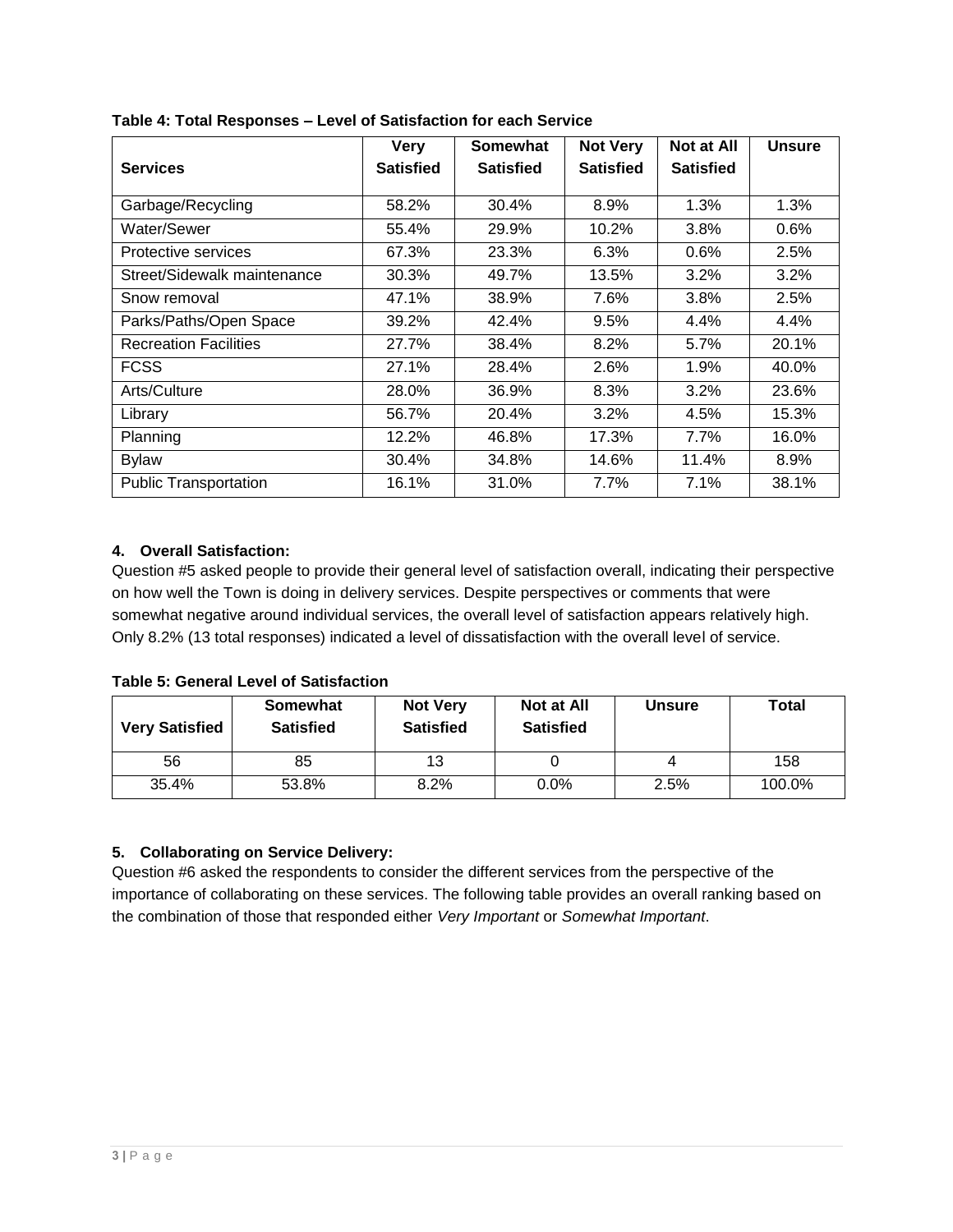**Table 4: Total Responses – Level of Satisfaction for each Service**

| Services | Very Satisfied | Somewhat Satisfied | Not Very Satisfied | Not at All Satisfied | Unsure |
|---|---|---|---|---|---|
| Garbage/Recycling | 58.2% | 30.4% | 8.9% | 1.3% | 1.3% |
| Water/Sewer | 55.4% | 29.9% | 10.2% | 3.8% | 0.6% |
| Protective services | 67.3% | 23.3% | 6.3% | 0.6% | 2.5% |
| Street/Sidewalk maintenance | 30.3% | 49.7% | 13.5% | 3.2% | 3.2% |
| Snow removal | 47.1% | 38.9% | 7.6% | 3.8% | 2.5% |
| Parks/Paths/Open Space | 39.2% | 42.4% | 9.5% | 4.4% | 4.4% |
| Recreation Facilities | 27.7% | 38.4% | 8.2% | 5.7% | 20.1% |
| FCSS | 27.1% | 28.4% | 2.6% | 1.9% | 40.0% |
| Arts/Culture | 28.0% | 36.9% | 8.3% | 3.2% | 23.6% |
| Library | 56.7% | 20.4% | 3.2% | 4.5% | 15.3% |
| Planning | 12.2% | 46.8% | 17.3% | 7.7% | 16.0% |
| Bylaw | 30.4% | 34.8% | 14.6% | 11.4% | 8.9% |
| Public Transportation | 16.1% | 31.0% | 7.7% | 7.1% | 38.1% |

#### 4. Overall Satisfaction:

Question #5 asked people to provide their general level of satisfaction overall, indicating their perspective on how well the Town is doing in delivery services. Despite perspectives or comments that were somewhat negative around individual services, the overall level of satisfaction appears relatively high. Only 8.2% (13 total responses) indicated a level of dissatisfaction with the overall level of service.

**Table 5: General Level of Satisfaction**

| Very Satisfied | Somewhat Satisfied | Not Very Satisfied | Not at All Satisfied | Unsure | Total |
|---|---|---|---|---|---|
| 56 | 85 | 13 | 0 | 4 | 158 |
| 35.4% | 53.8% | 8.2% | 0.0% | 2.5% | 100.0% |

#### 5. Collaborating on Service Delivery:

Question #6 asked the respondents to consider the different services from the perspective of the importance of collaborating on these services. The following table provides an overall ranking based on the combination of those that responded either *Very Important* or *Somewhat Important*.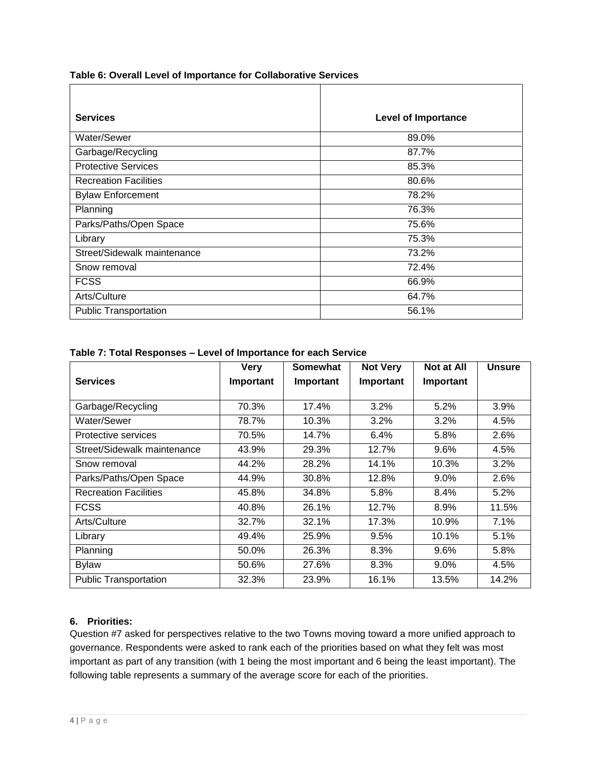**Table 6: Overall Level of Importance for Collaborative Services**

| Services | Level of Importance |
|---|---|
| Water/Sewer | 89.0% |
| Garbage/Recycling | 87.7% |
| Protective Services | 85.3% |
| Recreation Facilities | 80.6% |
| Bylaw Enforcement | 78.2% |
| Planning | 76.3% |
| Parks/Paths/Open Space | 75.6% |
| Library | 75.3% |
| Street/Sidewalk maintenance | 73.2% |
| Snow removal | 72.4% |
| FCSS | 66.9% |
| Arts/Culture | 64.7% |
| Public Transportation | 56.1% |

**Table 7: Total Responses – Level of Importance for each Service**

| Services | Very Important | Somewhat Important | Not Very Important | Not at All Important | Unsure |
|---|---|---|---|---|---|
| Garbage/Recycling | 70.3% | 17.4% | 3.2% | 5.2% | 3.9% |
| Water/Sewer | 78.7% | 10.3% | 3.2% | 3.2% | 4.5% |
| Protective services | 70.5% | 14.7% | 6.4% | 5.8% | 2.6% |
| Street/Sidewalk maintenance | 43.9% | 29.3% | 12.7% | 9.6% | 4.5% |
| Snow removal | 44.2% | 28.2% | 14.1% | 10.3% | 3.2% |
| Parks/Paths/Open Space | 44.9% | 30.8% | 12.8% | 9.0% | 2.6% |
| Recreation Facilities | 45.8% | 34.8% | 5.8% | 8.4% | 5.2% |
| FCSS | 40.8% | 26.1% | 12.7% | 8.9% | 11.5% |
| Arts/Culture | 32.7% | 32.1% | 17.3% | 10.9% | 7.1% |
| Library | 49.4% | 25.9% | 9.5% | 10.1% | 5.1% |
| Planning | 50.0% | 26.3% | 8.3% | 9.6% | 5.8% |
| Bylaw | 50.6% | 27.6% | 8.3% | 9.0% | 4.5% |
| Public Transportation | 32.3% | 23.9% | 16.1% | 13.5% | 14.2% |

## 6. Priorities:

Question #7 asked for perspectives relative to the two Towns moving toward a more unified approach to governance. Respondents were asked to rank each of the priorities based on what they felt was most important as part of any transition (with 1 being the most important and 6 being the least important). The following table represents a summary of the average score for each of the priorities.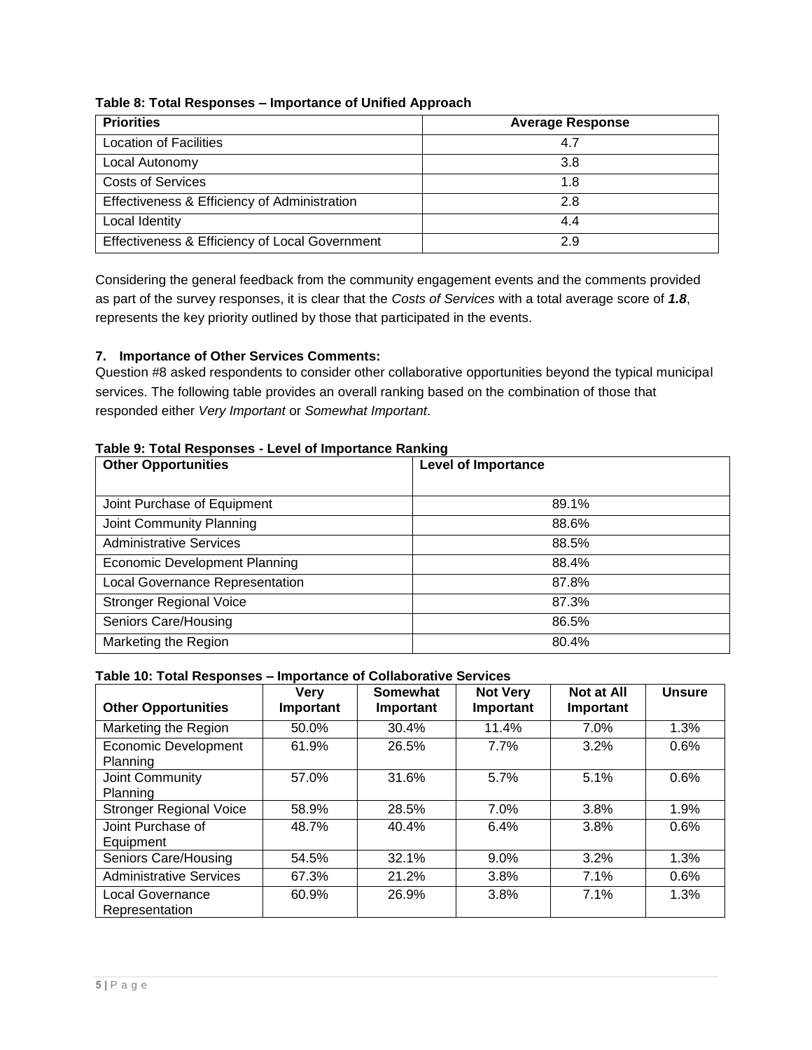**Table 8: Total Responses – Importance of Unified Approach**

| Priorities | Average Response |
|---|---|
| Location of Facilities | 4.7 |
| Local Autonomy | 3.8 |
| Costs of Services | 1.8 |
| Effectiveness & Efficiency of Administration | 2.8 |
| Local Identity | 4.4 |
| Effectiveness & Efficiency of Local Government | 2.9 |

Considering the general feedback from the community engagement events and the comments provided as part of the survey responses, it is clear that the *Costs of Services* with a total average score of ***1.8***, represents the key priority outlined by those that participated in the events.

### 7. Importance of Other Services Comments:

Question #8 asked respondents to consider other collaborative opportunities beyond the typical municipal services. The following table provides an overall ranking based on the combination of those that responded either *Very Important* or *Somewhat Important*.

**Table 9: Total Responses - Level of Importance Ranking**

| Other Opportunities | Level of Importance |
|---|---|
| Joint Purchase of Equipment | 89.1% |
| Joint Community Planning | 88.6% |
| Administrative Services | 88.5% |
| Economic Development Planning | 88.4% |
| Local Governance Representation | 87.8% |
| Stronger Regional Voice | 87.3% |
| Seniors Care/Housing | 86.5% |
| Marketing the Region | 80.4% |

**Table 10: Total Responses – Importance of Collaborative Services**

| Other Opportunities | Very Important | Somewhat Important | Not Very Important | Not at All Important | Unsure |
|---|---|---|---|---|---|
| Marketing the Region | 50.0% | 30.4% | 11.4% | 7.0% | 1.3% |
| Economic Development Planning | 61.9% | 26.5% | 7.7% | 3.2% | 0.6% |
| Joint Community Planning | 57.0% | 31.6% | 5.7% | 5.1% | 0.6% |
| Stronger Regional Voice | 58.9% | 28.5% | 7.0% | 3.8% | 1.9% |
| Joint Purchase of Equipment | 48.7% | 40.4% | 6.4% | 3.8% | 0.6% |
| Seniors Care/Housing | 54.5% | 32.1% | 9.0% | 3.2% | 1.3% |
| Administrative Services | 67.3% | 21.2% | 3.8% | 7.1% | 0.6% |
| Local Governance Representation | 60.9% | 26.9% | 3.8% | 7.1% | 1.3% |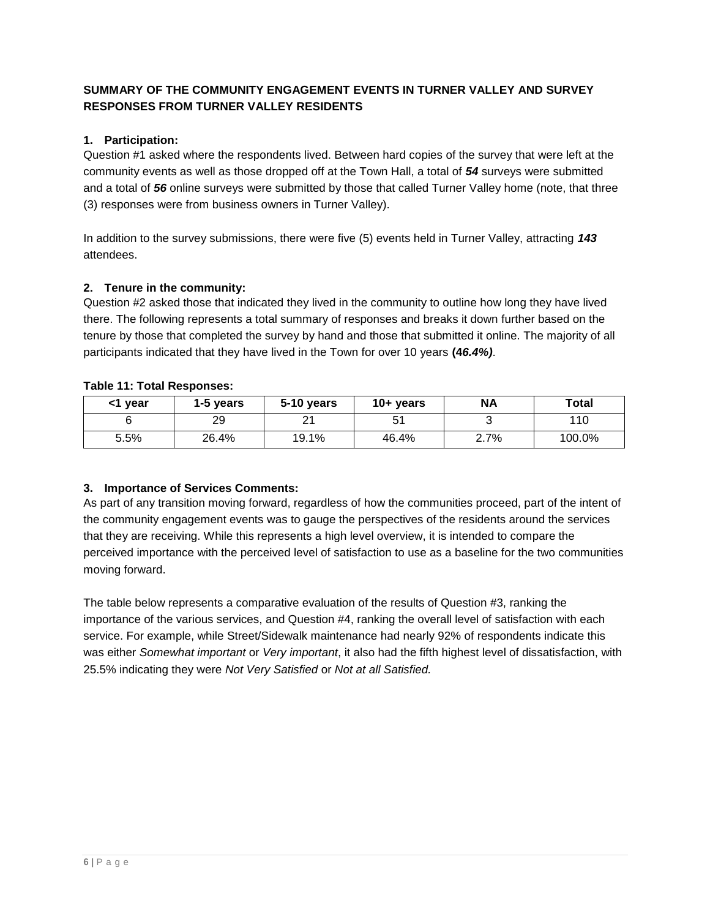**SUMMARY OF THE COMMUNITY ENGAGEMENT EVENTS IN TURNER VALLEY AND SURVEY RESPONSES FROM TURNER VALLEY RESIDENTS**

**1. Participation:**

Question #1 asked where the respondents lived. Between hard copies of the survey that were left at the community events as well as those dropped off at the Town Hall, a total of ***54*** surveys were submitted and a total of ***56*** online surveys were submitted by those that called Turner Valley home (note, that three (3) responses were from business owners in Turner Valley).

In addition to the survey submissions, there were five (5) events held in Turner Valley, attracting ***143*** attendees.

**2. Tenure in the community:**

Question #2 asked those that indicated they lived in the community to outline how long they have lived there. The following represents a total summary of responses and breaks it down further based on the tenure by those that completed the survey by hand and those that submitted it online. The majority of all participants indicated that they have lived in the Town for over 10 years **(*46.4%)***.

**Table 11: Total Responses:**

| <1 year | 1-5 years | 5-10 years | 10+ years | NA | Total |
|---|---|---|---|---|---|
| 6 | 29 | 21 | 51 | 3 | 110 |
| 5.5% | 26.4% | 19.1% | 46.4% | 2.7% | 100.0% |

**3. Importance of Services Comments:**

As part of any transition moving forward, regardless of how the communities proceed, part of the intent of the community engagement events was to gauge the perspectives of the residents around the services that they are receiving. While this represents a high level overview, it is intended to compare the perceived importance with the perceived level of satisfaction to use as a baseline for the two communities moving forward.

The table below represents a comparative evaluation of the results of Question #3, ranking the importance of the various services, and Question #4, ranking the overall level of satisfaction with each service. For example, while Street/Sidewalk maintenance had nearly 92% of respondents indicate this was either *Somewhat important* or *Very important*, it also had the fifth highest level of dissatisfaction, with 25.5% indicating they were *Not Very Satisfied* or *Not at all Satisfied.*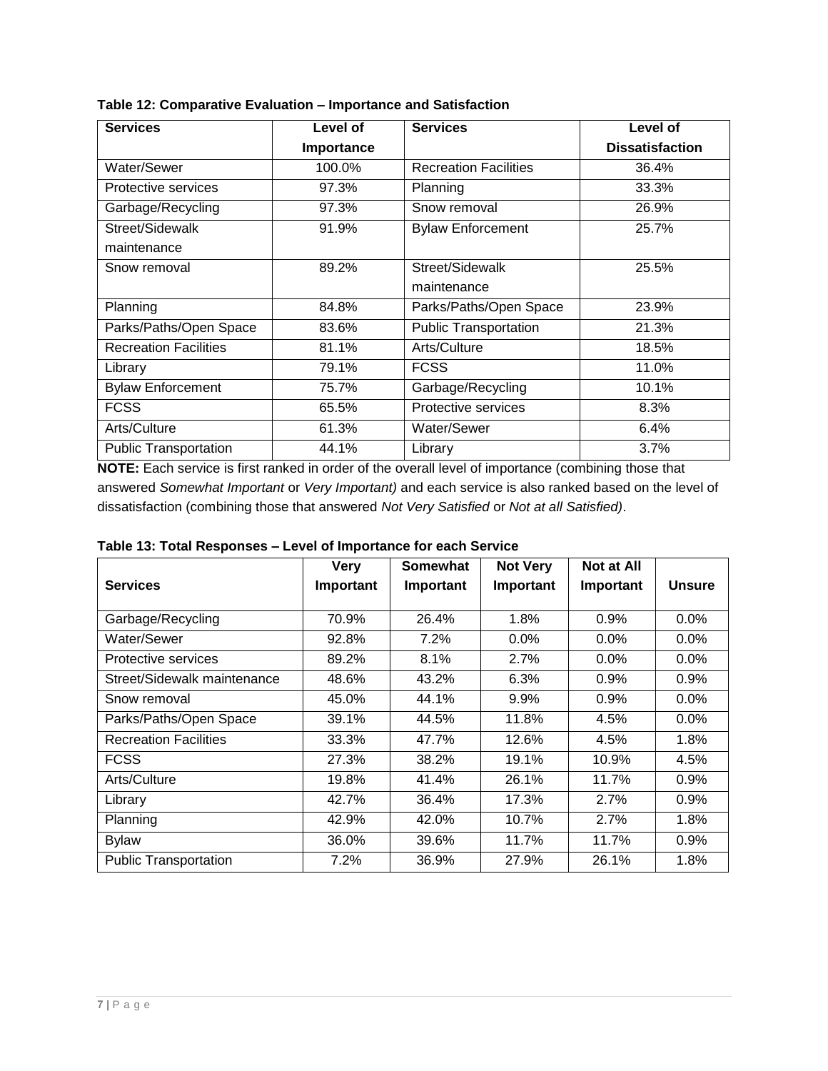**Table 12: Comparative Evaluation – Importance and Satisfaction**

| Services | Level of Importance | Services | Level of Dissatisfaction |
|---|---|---|---|
| Water/Sewer | 100.0% | Recreation Facilities | 36.4% |
| Protective services | 97.3% | Planning | 33.3% |
| Garbage/Recycling | 97.3% | Snow removal | 26.9% |
| Street/Sidewalk maintenance | 91.9% | Bylaw Enforcement | 25.7% |
| Snow removal | 89.2% | Street/Sidewalk maintenance | 25.5% |
| Planning | 84.8% | Parks/Paths/Open Space | 23.9% |
| Parks/Paths/Open Space | 83.6% | Public Transportation | 21.3% |
| Recreation Facilities | 81.1% | Arts/Culture | 18.5% |
| Library | 79.1% | FCSS | 11.0% |
| Bylaw Enforcement | 75.7% | Garbage/Recycling | 10.1% |
| FCSS | 65.5% | Protective services | 8.3% |
| Arts/Culture | 61.3% | Water/Sewer | 6.4% |
| Public Transportation | 44.1% | Library | 3.7% |

**NOTE:** Each service is first ranked in order of the overall level of importance (combining those that answered *Somewhat Important* or *Very Important)* and each service is also ranked based on the level of dissatisfaction (combining those that answered *Not Very Satisfied* or *Not at all Satisfied)*.

**Table 13: Total Responses – Level of Importance for each Service**

| Services | Very Important | Somewhat Important | Not Very Important | Not at All Important | Unsure |
|---|---|---|---|---|---|
| Garbage/Recycling | 70.9% | 26.4% | 1.8% | 0.9% | 0.0% |
| Water/Sewer | 92.8% | 7.2% | 0.0% | 0.0% | 0.0% |
| Protective services | 89.2% | 8.1% | 2.7% | 0.0% | 0.0% |
| Street/Sidewalk maintenance | 48.6% | 43.2% | 6.3% | 0.9% | 0.9% |
| Snow removal | 45.0% | 44.1% | 9.9% | 0.9% | 0.0% |
| Parks/Paths/Open Space | 39.1% | 44.5% | 11.8% | 4.5% | 0.0% |
| Recreation Facilities | 33.3% | 47.7% | 12.6% | 4.5% | 1.8% |
| FCSS | 27.3% | 38.2% | 19.1% | 10.9% | 4.5% |
| Arts/Culture | 19.8% | 41.4% | 26.1% | 11.7% | 0.9% |
| Library | 42.7% | 36.4% | 17.3% | 2.7% | 0.9% |
| Planning | 42.9% | 42.0% | 10.7% | 2.7% | 1.8% |
| Bylaw | 36.0% | 39.6% | 11.7% | 11.7% | 0.9% |
| Public Transportation | 7.2% | 36.9% | 27.9% | 26.1% | 1.8% |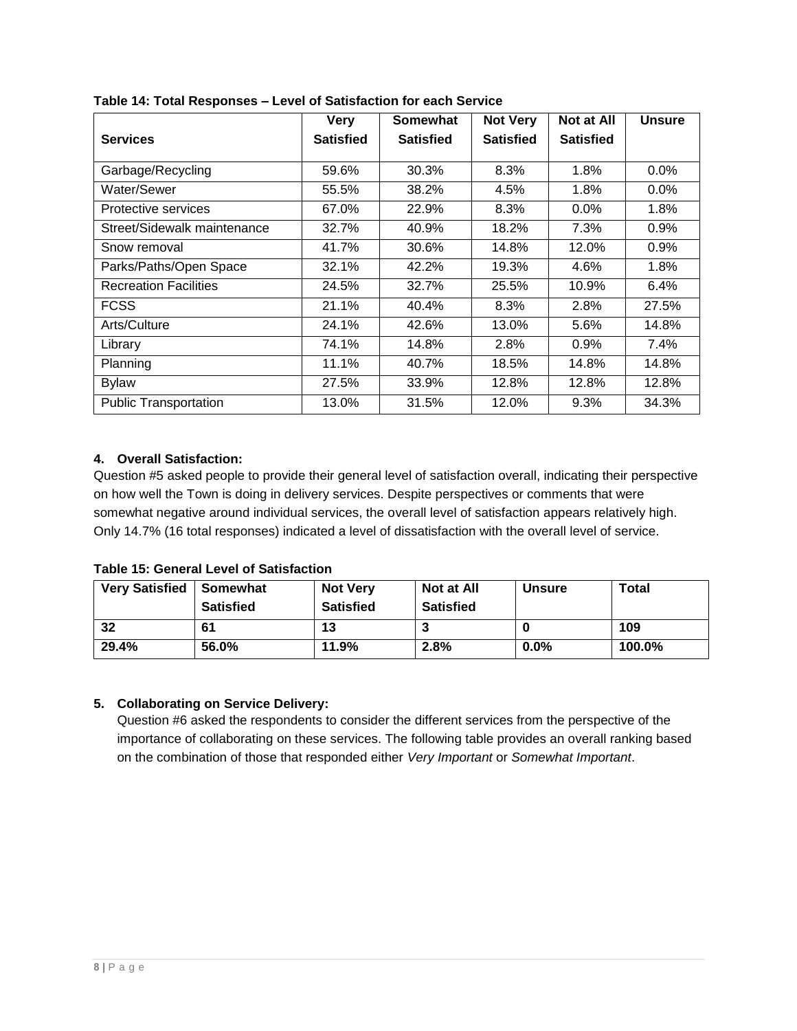**Table 14: Total Responses – Level of Satisfaction for each Service**

| Services | Very Satisfied | Somewhat Satisfied | Not Very Satisfied | Not at All Satisfied | Unsure |
|---|---|---|---|---|---|
| Garbage/Recycling | 59.6% | 30.3% | 8.3% | 1.8% | 0.0% |
| Water/Sewer | 55.5% | 38.2% | 4.5% | 1.8% | 0.0% |
| Protective services | 67.0% | 22.9% | 8.3% | 0.0% | 1.8% |
| Street/Sidewalk maintenance | 32.7% | 40.9% | 18.2% | 7.3% | 0.9% |
| Snow removal | 41.7% | 30.6% | 14.8% | 12.0% | 0.9% |
| Parks/Paths/Open Space | 32.1% | 42.2% | 19.3% | 4.6% | 1.8% |
| Recreation Facilities | 24.5% | 32.7% | 25.5% | 10.9% | 6.4% |
| FCSS | 21.1% | 40.4% | 8.3% | 2.8% | 27.5% |
| Arts/Culture | 24.1% | 42.6% | 13.0% | 5.6% | 14.8% |
| Library | 74.1% | 14.8% | 2.8% | 0.9% | 7.4% |
| Planning | 11.1% | 40.7% | 18.5% | 14.8% | 14.8% |
| Bylaw | 27.5% | 33.9% | 12.8% | 12.8% | 12.8% |
| Public Transportation | 13.0% | 31.5% | 12.0% | 9.3% | 34.3% |

### 4. Overall Satisfaction:

Question #5 asked people to provide their general level of satisfaction overall, indicating their perspective on how well the Town is doing in delivery services. Despite perspectives or comments that were somewhat negative around individual services, the overall level of satisfaction appears relatively high. Only 14.7% (16 total responses) indicated a level of dissatisfaction with the overall level of service.

**Table 15: General Level of Satisfaction**

| Very Satisfied | Somewhat Satisfied | Not Very Satisfied | Not at All Satisfied | Unsure | Total |
|---|---|---|---|---|---|
| **32** | **61** | **13** | **3** | **0** | **109** |
| **29.4%** | **56.0%** | **11.9%** | **2.8%** | **0.0%** | **100.0%** |

### 5. Collaborating on Service Delivery:

Question #6 asked the respondents to consider the different services from the perspective of the importance of collaborating on these services. The following table provides an overall ranking based on the combination of those that responded either *Very Important* or *Somewhat Important*.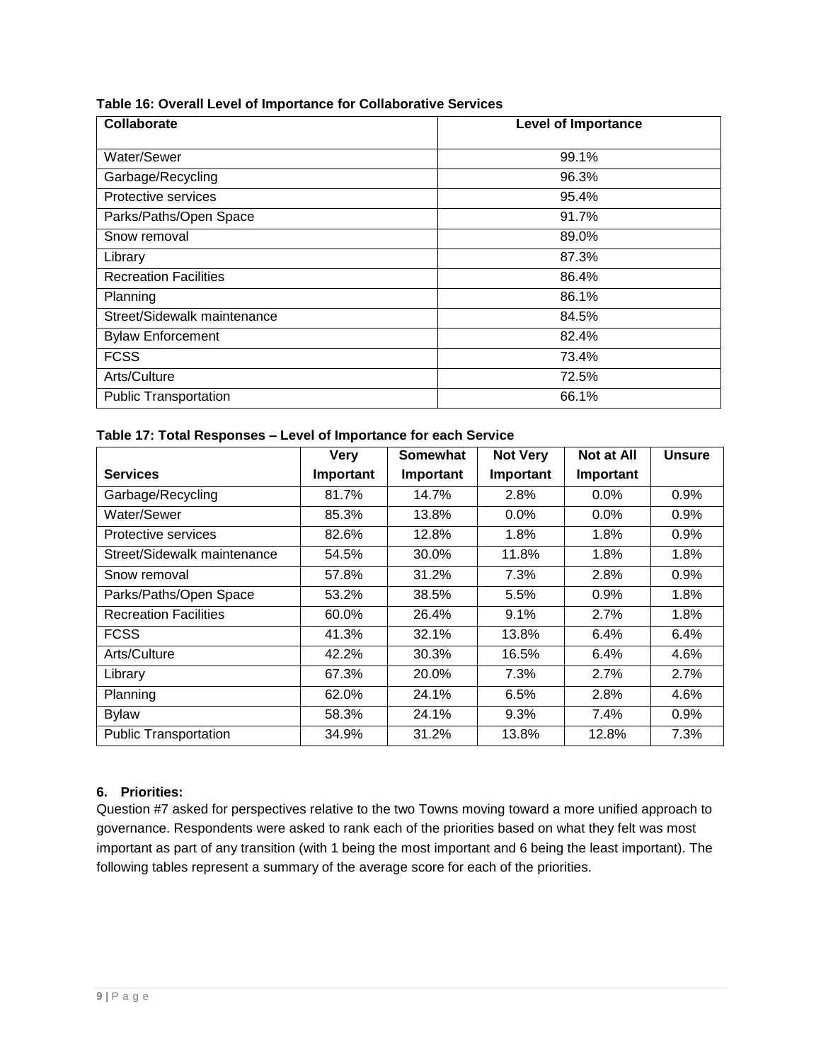**Table 16: Overall Level of Importance for Collaborative Services**

| Collaborate | Level of Importance |
|---|---|
| Water/Sewer | 99.1% |
| Garbage/Recycling | 96.3% |
| Protective services | 95.4% |
| Parks/Paths/Open Space | 91.7% |
| Snow removal | 89.0% |
| Library | 87.3% |
| Recreation Facilities | 86.4% |
| Planning | 86.1% |
| Street/Sidewalk maintenance | 84.5% |
| Bylaw Enforcement | 82.4% |
| FCSS | 73.4% |
| Arts/Culture | 72.5% |
| Public Transportation | 66.1% |

**Table 17: Total Responses – Level of Importance for each Service**

| Services | Very Important | Somewhat Important | Not Very Important | Not at All Important | Unsure |
|---|---|---|---|---|---|
| Garbage/Recycling | 81.7% | 14.7% | 2.8% | 0.0% | 0.9% |
| Water/Sewer | 85.3% | 13.8% | 0.0% | 0.0% | 0.9% |
| Protective services | 82.6% | 12.8% | 1.8% | 1.8% | 0.9% |
| Street/Sidewalk maintenance | 54.5% | 30.0% | 11.8% | 1.8% | 1.8% |
| Snow removal | 57.8% | 31.2% | 7.3% | 2.8% | 0.9% |
| Parks/Paths/Open Space | 53.2% | 38.5% | 5.5% | 0.9% | 1.8% |
| Recreation Facilities | 60.0% | 26.4% | 9.1% | 2.7% | 1.8% |
| FCSS | 41.3% | 32.1% | 13.8% | 6.4% | 6.4% |
| Arts/Culture | 42.2% | 30.3% | 16.5% | 6.4% | 4.6% |
| Library | 67.3% | 20.0% | 7.3% | 2.7% | 2.7% |
| Planning | 62.0% | 24.1% | 6.5% | 2.8% | 4.6% |
| Bylaw | 58.3% | 24.1% | 9.3% | 7.4% | 0.9% |
| Public Transportation | 34.9% | 31.2% | 13.8% | 12.8% | 7.3% |

## 6. Priorities:

Question #7 asked for perspectives relative to the two Towns moving toward a more unified approach to governance. Respondents were asked to rank each of the priorities based on what they felt was most important as part of any transition (with 1 being the most important and 6 being the least important). The following tables represent a summary of the average score for each of the priorities.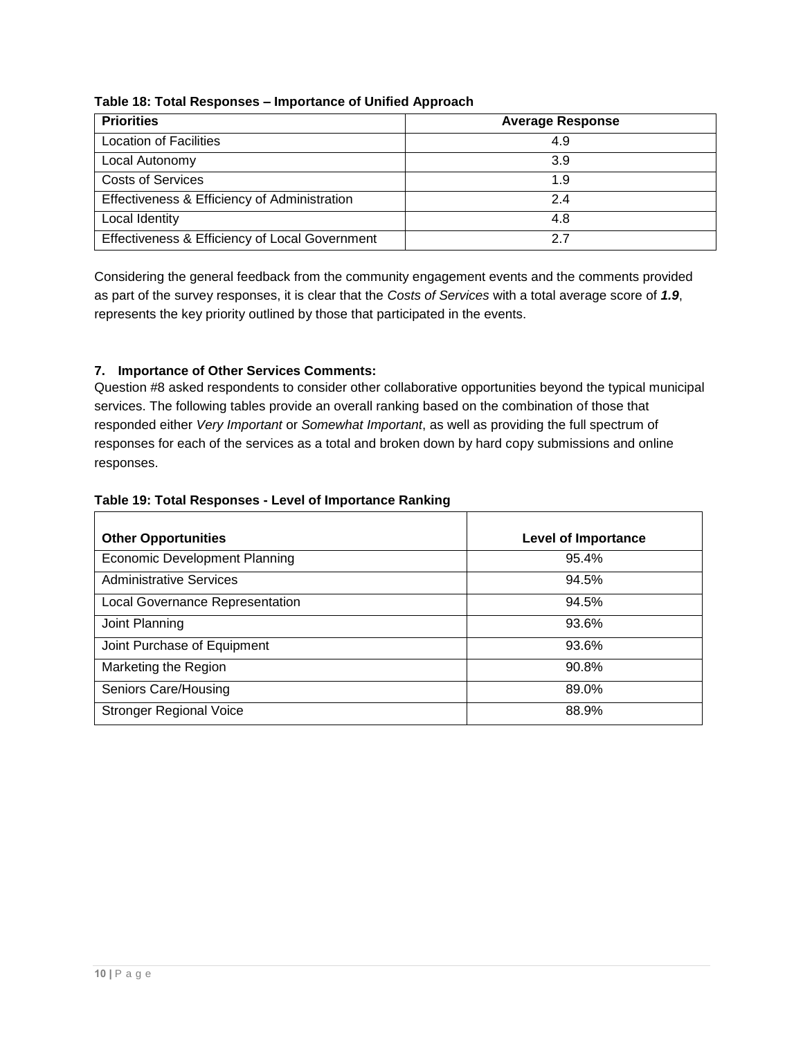**Table 18: Total Responses – Importance of Unified Approach**

| Priorities | Average Response |
| --- | --- |
| Location of Facilities | 4.9 |
| Local Autonomy | 3.9 |
| Costs of Services | 1.9 |
| Effectiveness & Efficiency of Administration | 2.4 |
| Local Identity | 4.8 |
| Effectiveness & Efficiency of Local Government | 2.7 |

Considering the general feedback from the community engagement events and the comments provided as part of the survey responses, it is clear that the *Costs of Services* with a total average score of ***1.9***, represents the key priority outlined by those that participated in the events.

**7. Importance of Other Services Comments:**

Question #8 asked respondents to consider other collaborative opportunities beyond the typical municipal services. The following tables provide an overall ranking based on the combination of those that responded either *Very Important* or *Somewhat Important*, as well as providing the full spectrum of responses for each of the services as a total and broken down by hard copy submissions and online responses.

**Table 19: Total Responses - Level of Importance Ranking**

| Other Opportunities | Level of Importance |
| --- | --- |
| Economic Development Planning | 95.4% |
| Administrative Services | 94.5% |
| Local Governance Representation | 94.5% |
| Joint Planning | 93.6% |
| Joint Purchase of Equipment | 93.6% |
| Marketing the Region | 90.8% |
| Seniors Care/Housing | 89.0% |
| Stronger Regional Voice | 88.9% |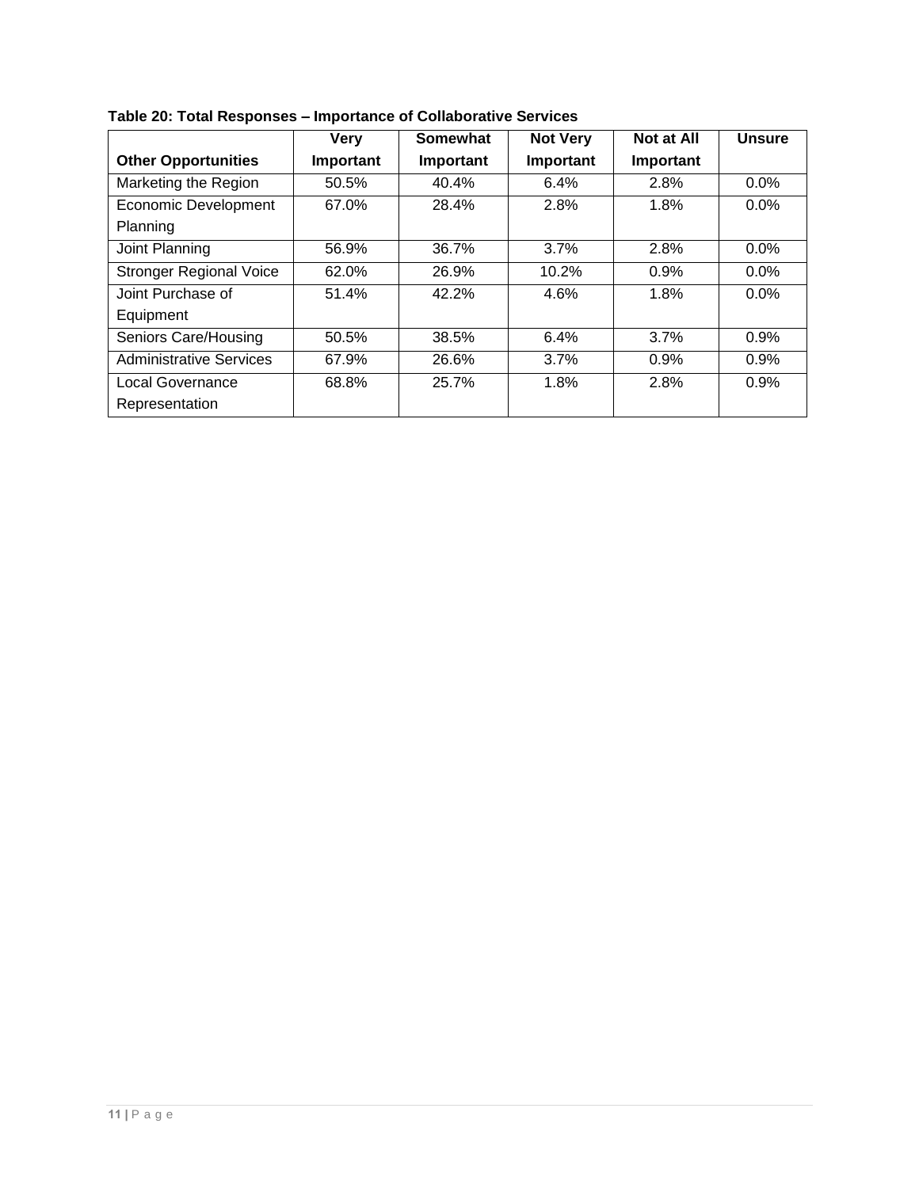**Table 20: Total Responses – Importance of Collaborative Services**

| Other Opportunities | Very Important | Somewhat Important | Not Very Important | Not at All Important | Unsure |
|---|---|---|---|---|---|
| Marketing the Region | 50.5% | 40.4% | 6.4% | 2.8% | 0.0% |
| Economic Development Planning | 67.0% | 28.4% | 2.8% | 1.8% | 0.0% |
| Joint Planning | 56.9% | 36.7% | 3.7% | 2.8% | 0.0% |
| Stronger Regional Voice | 62.0% | 26.9% | 10.2% | 0.9% | 0.0% |
| Joint Purchase of Equipment | 51.4% | 42.2% | 4.6% | 1.8% | 0.0% |
| Seniors Care/Housing | 50.5% | 38.5% | 6.4% | 3.7% | 0.9% |
| Administrative Services | 67.9% | 26.6% | 3.7% | 0.9% | 0.9% |
| Local Governance Representation | 68.8% | 25.7% | 1.8% | 2.8% | 0.9% |